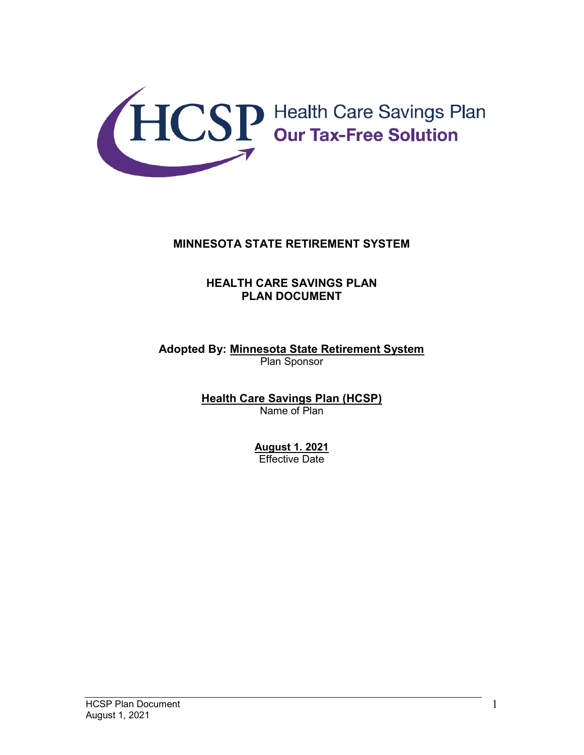HCSP Health Care Savings Plan
Our Tax-Free Solution

# MINNESOTA STATE RETIREMENT SYSTEM

## HEALTH CARE SAVINGS PLAN
## PLAN DOCUMENT

**Adopted By:** **Minnesota State Retirement System**
Plan Sponsor

**Health Care Savings Plan (HCSP)**
Name of Plan

**August 1. 2021**
Effective Date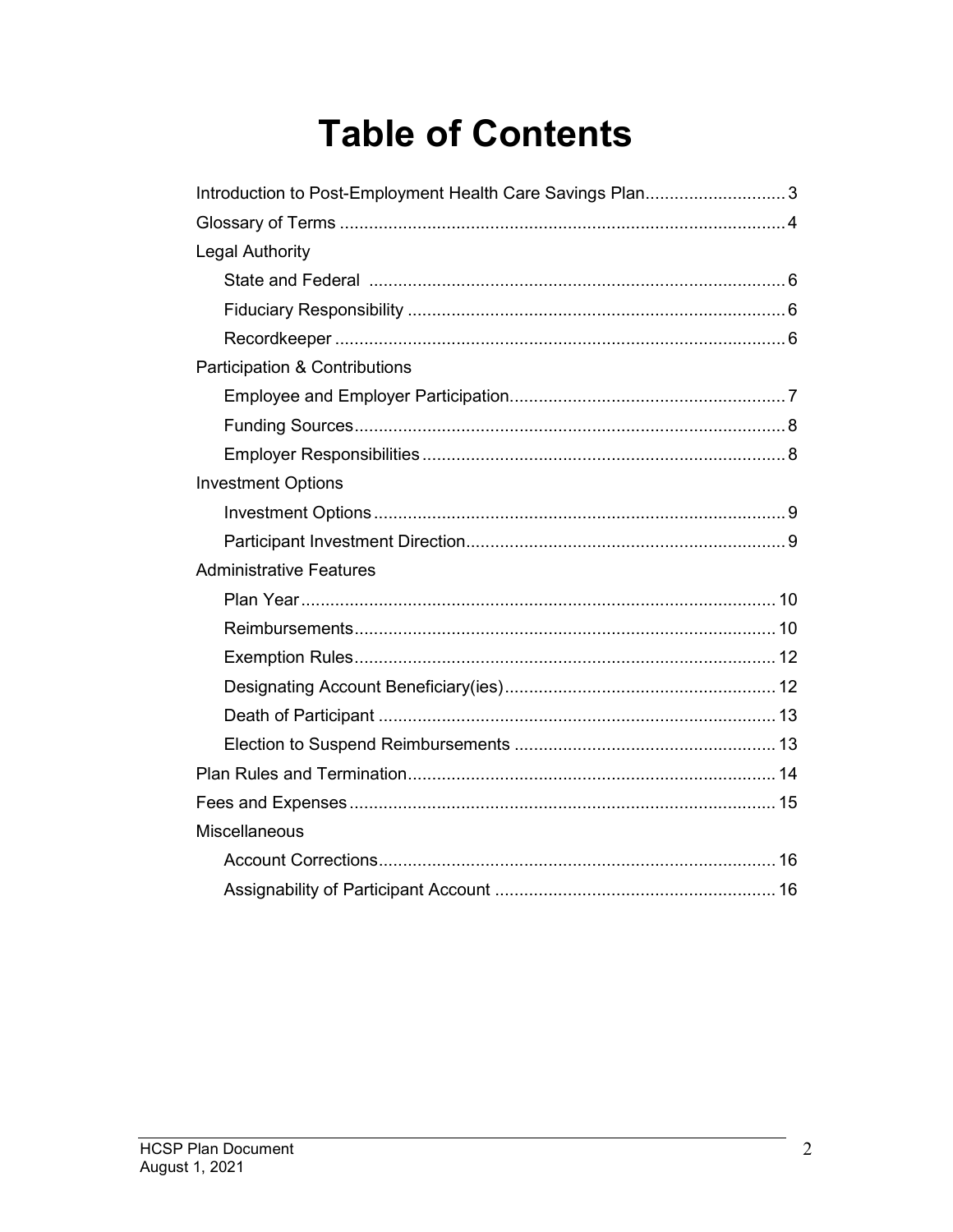# Table of Contents

Introduction to Post-Employment Health Care Savings Plan ............................ 3

Glossary of Terms ............................................................................................ 4

Legal Authority

- State and Federal ..................................................................................... 6
- Fiduciary Responsibility ............................................................................. 6
- Recordkeeper ............................................................................................ 6

Participation & Contributions

- Employee and Employer Participation........................................................ 7
- Funding Sources........................................................................................ 8
- Employer Responsibilities .......................................................................... 8

Investment Options

- Investment Options .................................................................................... 9
- Participant Investment Direction................................................................. 9

Administrative Features

- Plan Year ................................................................................................. 10
- Reimbursements...................................................................................... 10
- Exemption Rules...................................................................................... 12
- Designating Account Beneficiary(ies) ....................................................... 12
- Death of Participant ................................................................................. 13
- Election to Suspend Reimbursements ..................................................... 13

Plan Rules and Termination............................................................................ 14

Fees and Expenses ....................................................................................... 15

Miscellaneous

- Account Corrections................................................................................. 16
- Assignability of Participant Account ......................................................... 16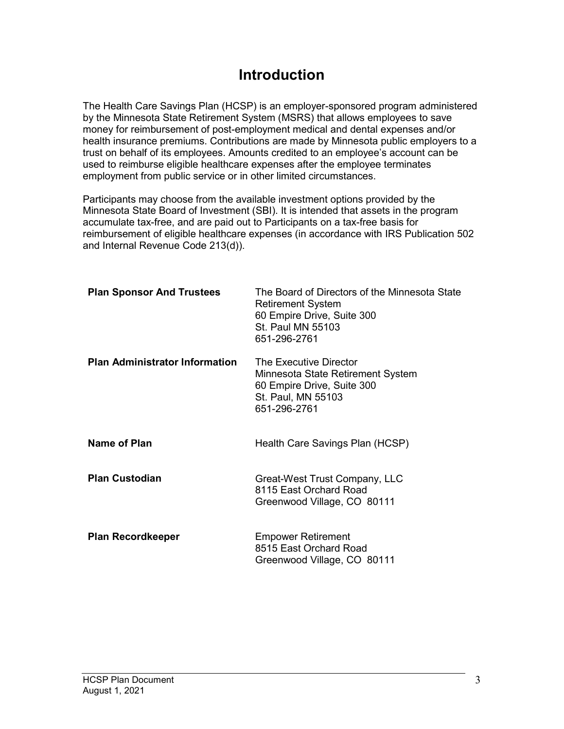# Introduction

The Health Care Savings Plan (HCSP) is an employer-sponsored program administered by the Minnesota State Retirement System (MSRS) that allows employees to save money for reimbursement of post-employment medical and dental expenses and/or health insurance premiums. Contributions are made by Minnesota public employers to a trust on behalf of its employees. Amounts credited to an employee's account can be used to reimburse eligible healthcare expenses after the employee terminates employment from public service or in other limited circumstances.

Participants may choose from the available investment options provided by the Minnesota State Board of Investment (SBI). It is intended that assets in the program accumulate tax-free, and are paid out to Participants on a tax-free basis for reimbursement of eligible healthcare expenses (in accordance with IRS Publication 502 and Internal Revenue Code 213(d)).

| | |
|---|---|
| **Plan Sponsor And Trustees** | The Board of Directors of the Minnesota State Retirement System<br>60 Empire Drive, Suite 300<br>St. Paul MN 55103<br>651-296-2761 |
| **Plan Administrator Information** | The Executive Director<br>Minnesota State Retirement System<br>60 Empire Drive, Suite 300<br>St. Paul, MN 55103<br>651-296-2761 |
| **Name of Plan** | Health Care Savings Plan (HCSP) |
| **Plan Custodian** | Great-West Trust Company, LLC<br>8115 East Orchard Road<br>Greenwood Village, CO 80111 |
| **Plan Recordkeeper** | Empower Retirement<br>8515 East Orchard Road<br>Greenwood Village, CO 80111 |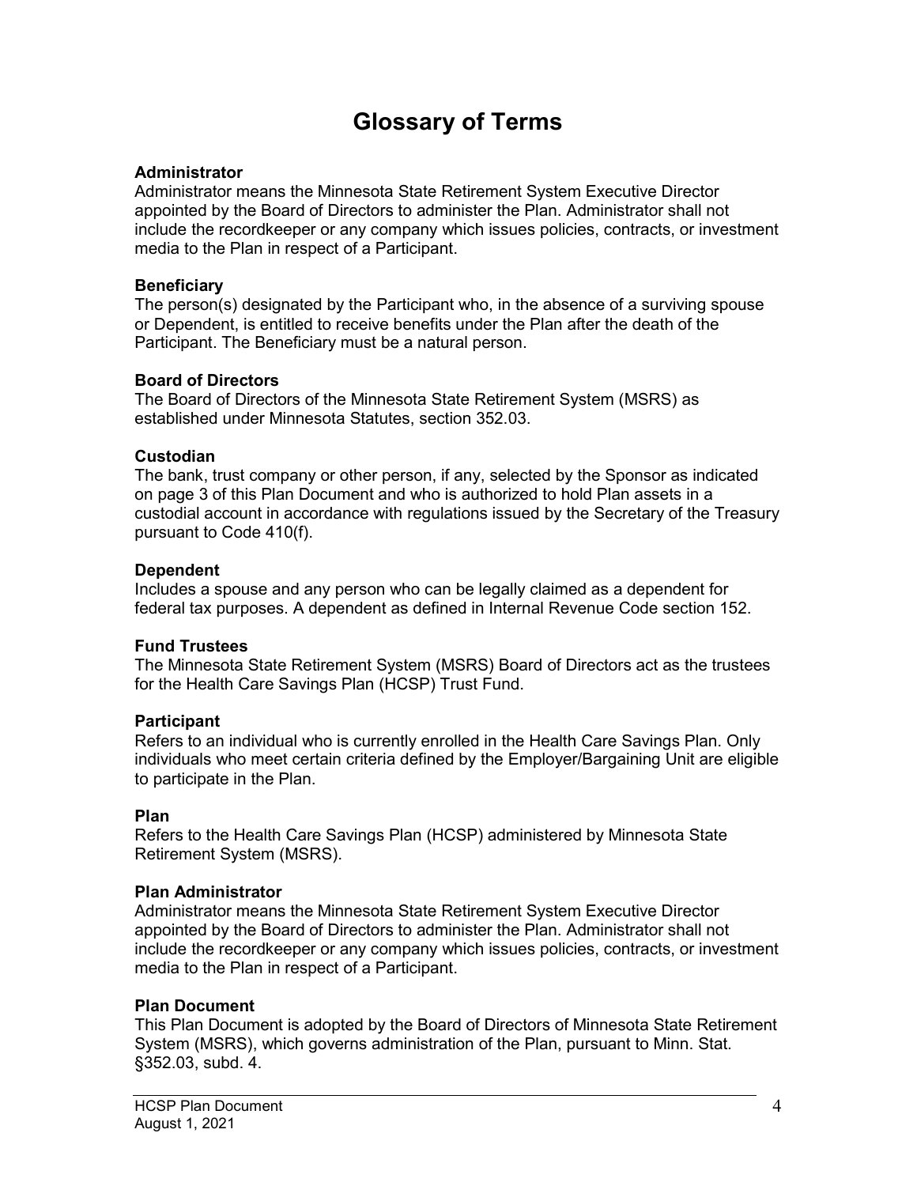# Glossary of Terms

**Administrator**
Administrator means the Minnesota State Retirement System Executive Director appointed by the Board of Directors to administer the Plan. Administrator shall not include the recordkeeper or any company which issues policies, contracts, or investment media to the Plan in respect of a Participant.

**Beneficiary**
The person(s) designated by the Participant who, in the absence of a surviving spouse or Dependent, is entitled to receive benefits under the Plan after the death of the Participant. The Beneficiary must be a natural person.

**Board of Directors**
The Board of Directors of the Minnesota State Retirement System (MSRS) as established under Minnesota Statutes, section 352.03.

**Custodian**
The bank, trust company or other person, if any, selected by the Sponsor as indicated on page 3 of this Plan Document and who is authorized to hold Plan assets in a custodial account in accordance with regulations issued by the Secretary of the Treasury pursuant to Code 410(f).

**Dependent**
Includes a spouse and any person who can be legally claimed as a dependent for federal tax purposes. A dependent as defined in Internal Revenue Code section 152.

**Fund Trustees**
The Minnesota State Retirement System (MSRS) Board of Directors act as the trustees for the Health Care Savings Plan (HCSP) Trust Fund.

**Participant**
Refers to an individual who is currently enrolled in the Health Care Savings Plan. Only individuals who meet certain criteria defined by the Employer/Bargaining Unit are eligible to participate in the Plan.

**Plan**
Refers to the Health Care Savings Plan (HCSP) administered by Minnesota State Retirement System (MSRS).

**Plan Administrator**
Administrator means the Minnesota State Retirement System Executive Director appointed by the Board of Directors to administer the Plan. Administrator shall not include the recordkeeper or any company which issues policies, contracts, or investment media to the Plan in respect of a Participant.

**Plan Document**
This Plan Document is adopted by the Board of Directors of Minnesota State Retirement System (MSRS), which governs administration of the Plan, pursuant to Minn. Stat. §352.03, subd. 4.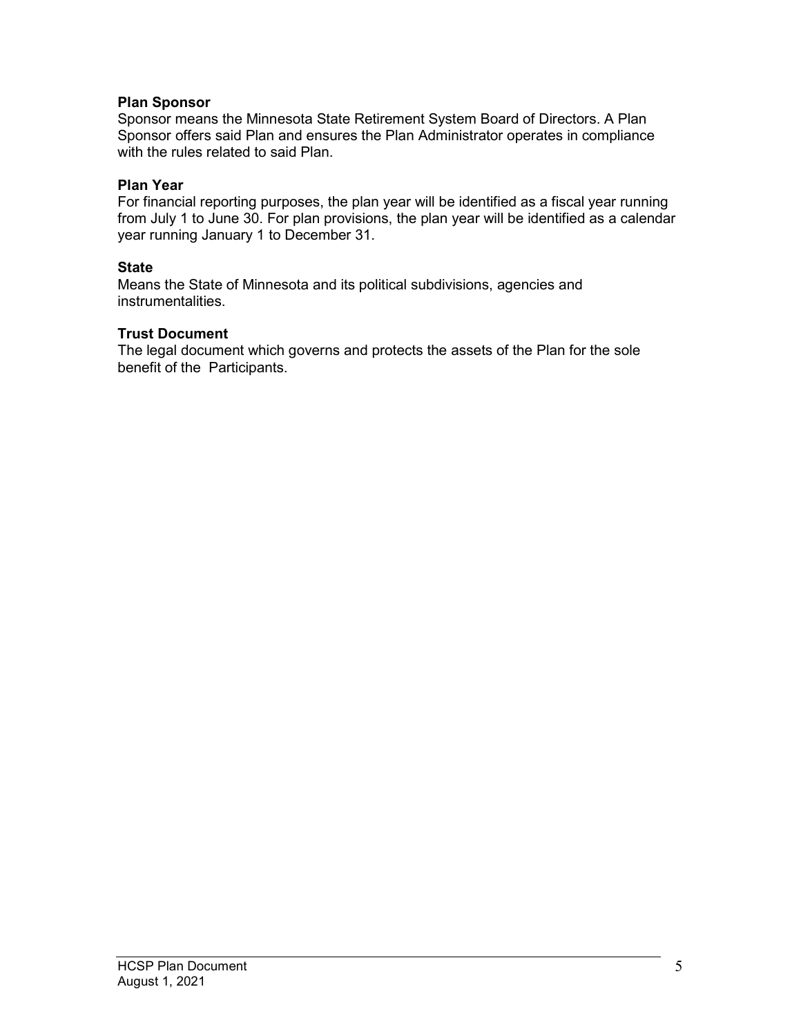**Plan Sponsor**

Sponsor means the Minnesota State Retirement System Board of Directors. A Plan Sponsor offers said Plan and ensures the Plan Administrator operates in compliance with the rules related to said Plan.

**Plan Year**

For financial reporting purposes, the plan year will be identified as a fiscal year running from July 1 to June 30. For plan provisions, the plan year will be identified as a calendar year running January 1 to December 31.

**State**

Means the State of Minnesota and its political subdivisions, agencies and instrumentalities.

**Trust Document**

The legal document which governs and protects the assets of the Plan for the sole benefit of the Participants.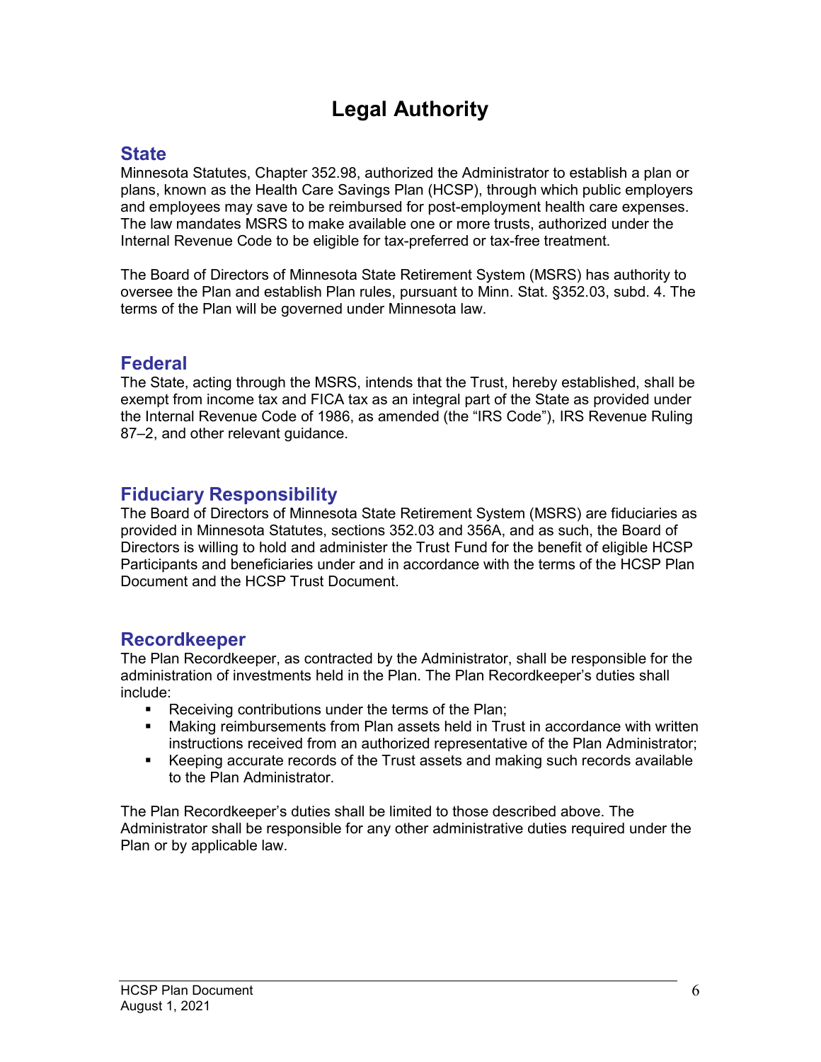# Legal Authority

## State

Minnesota Statutes, Chapter 352.98, authorized the Administrator to establish a plan or plans, known as the Health Care Savings Plan (HCSP), through which public employers and employees may save to be reimbursed for post-employment health care expenses. The law mandates MSRS to make available one or more trusts, authorized under the Internal Revenue Code to be eligible for tax-preferred or tax-free treatment.

The Board of Directors of Minnesota State Retirement System (MSRS) has authority to oversee the Plan and establish Plan rules, pursuant to Minn. Stat. §352.03, subd. 4. The terms of the Plan will be governed under Minnesota law.

## Federal

The State, acting through the MSRS, intends that the Trust, hereby established, shall be exempt from income tax and FICA tax as an integral part of the State as provided under the Internal Revenue Code of 1986, as amended (the "IRS Code"), IRS Revenue Ruling 87–2, and other relevant guidance.

## Fiduciary Responsibility

The Board of Directors of Minnesota State Retirement System (MSRS) are fiduciaries as provided in Minnesota Statutes, sections 352.03 and 356A, and as such, the Board of Directors is willing to hold and administer the Trust Fund for the benefit of eligible HCSP Participants and beneficiaries under and in accordance with the terms of the HCSP Plan Document and the HCSP Trust Document.

## Recordkeeper

The Plan Recordkeeper, as contracted by the Administrator, shall be responsible for the administration of investments held in the Plan. The Plan Recordkeeper's duties shall include:

- Receiving contributions under the terms of the Plan;
- Making reimbursements from Plan assets held in Trust in accordance with written instructions received from an authorized representative of the Plan Administrator;
- Keeping accurate records of the Trust assets and making such records available to the Plan Administrator.

The Plan Recordkeeper's duties shall be limited to those described above. The Administrator shall be responsible for any other administrative duties required under the Plan or by applicable law.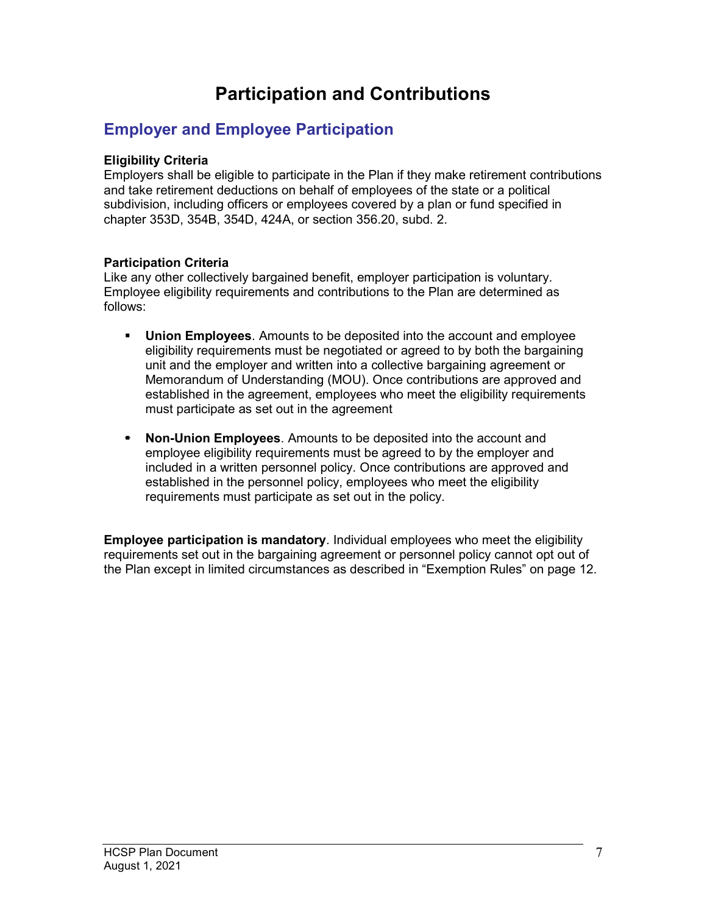# Participation and Contributions

## Employer and Employee Participation

**Eligibility Criteria**

Employers shall be eligible to participate in the Plan if they make retirement contributions and take retirement deductions on behalf of employees of the state or a political subdivision, including officers or employees covered by a plan or fund specified in chapter 353D, 354B, 354D, 424A, or section 356.20, subd. 2.

**Participation Criteria**

Like any other collectively bargained benefit, employer participation is voluntary. Employee eligibility requirements and contributions to the Plan are determined as follows:

- **Union Employees**. Amounts to be deposited into the account and employee eligibility requirements must be negotiated or agreed to by both the bargaining unit and the employer and written into a collective bargaining agreement or Memorandum of Understanding (MOU). Once contributions are approved and established in the agreement, employees who meet the eligibility requirements must participate as set out in the agreement

- **Non-Union Employees**. Amounts to be deposited into the account and employee eligibility requirements must be agreed to by the employer and included in a written personnel policy. Once contributions are approved and established in the personnel policy, employees who meet the eligibility requirements must participate as set out in the policy.

**Employee participation is mandatory**. Individual employees who meet the eligibility requirements set out in the bargaining agreement or personnel policy cannot opt out of the Plan except in limited circumstances as described in "Exemption Rules" on page 12.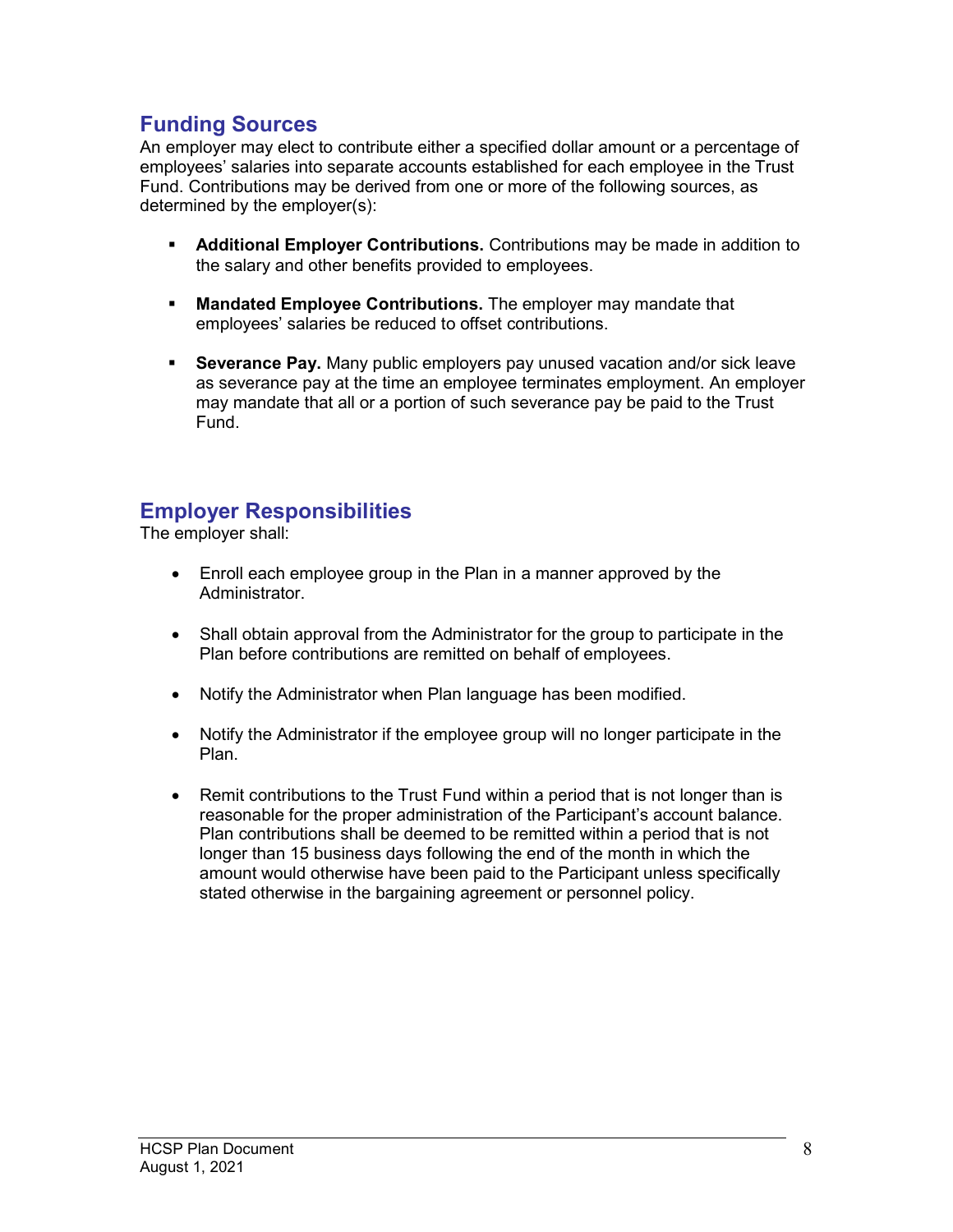## Funding Sources

An employer may elect to contribute either a specified dollar amount or a percentage of employees' salaries into separate accounts established for each employee in the Trust Fund. Contributions may be derived from one or more of the following sources, as determined by the employer(s):

- **Additional Employer Contributions.** Contributions may be made in addition to the salary and other benefits provided to employees.
- **Mandated Employee Contributions.** The employer may mandate that employees' salaries be reduced to offset contributions.
- **Severance Pay.** Many public employers pay unused vacation and/or sick leave as severance pay at the time an employee terminates employment. An employer may mandate that all or a portion of such severance pay be paid to the Trust Fund.

## Employer Responsibilities

The employer shall:

- Enroll each employee group in the Plan in a manner approved by the Administrator.
- Shall obtain approval from the Administrator for the group to participate in the Plan before contributions are remitted on behalf of employees.
- Notify the Administrator when Plan language has been modified.
- Notify the Administrator if the employee group will no longer participate in the Plan.
- Remit contributions to the Trust Fund within a period that is not longer than is reasonable for the proper administration of the Participant's account balance. Plan contributions shall be deemed to be remitted within a period that is not longer than 15 business days following the end of the month in which the amount would otherwise have been paid to the Participant unless specifically stated otherwise in the bargaining agreement or personnel policy.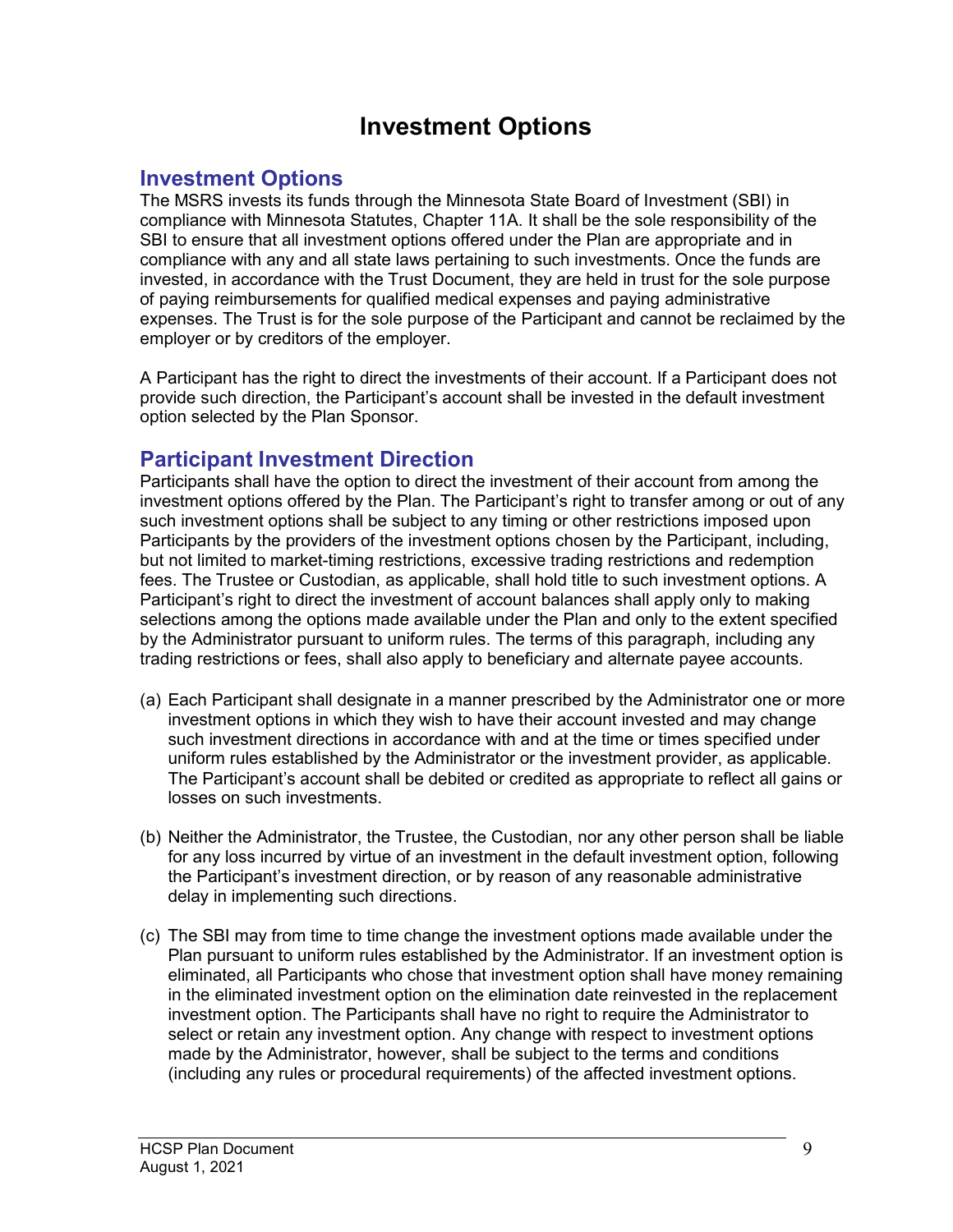# Investment Options

## Investment Options

The MSRS invests its funds through the Minnesota State Board of Investment (SBI) in compliance with Minnesota Statutes, Chapter 11A. It shall be the sole responsibility of the SBI to ensure that all investment options offered under the Plan are appropriate and in compliance with any and all state laws pertaining to such investments. Once the funds are invested, in accordance with the Trust Document, they are held in trust for the sole purpose of paying reimbursements for qualified medical expenses and paying administrative expenses. The Trust is for the sole purpose of the Participant and cannot be reclaimed by the employer or by creditors of the employer.

A Participant has the right to direct the investments of their account. If a Participant does not provide such direction, the Participant's account shall be invested in the default investment option selected by the Plan Sponsor.

## Participant Investment Direction

Participants shall have the option to direct the investment of their account from among the investment options offered by the Plan. The Participant's right to transfer among or out of any such investment options shall be subject to any timing or other restrictions imposed upon Participants by the providers of the investment options chosen by the Participant, including, but not limited to market-timing restrictions, excessive trading restrictions and redemption fees. The Trustee or Custodian, as applicable, shall hold title to such investment options. A Participant's right to direct the investment of account balances shall apply only to making selections among the options made available under the Plan and only to the extent specified by the Administrator pursuant to uniform rules. The terms of this paragraph, including any trading restrictions or fees, shall also apply to beneficiary and alternate payee accounts.

(a) Each Participant shall designate in a manner prescribed by the Administrator one or more investment options in which they wish to have their account invested and may change such investment directions in accordance with and at the time or times specified under uniform rules established by the Administrator or the investment provider, as applicable. The Participant's account shall be debited or credited as appropriate to reflect all gains or losses on such investments.

(b) Neither the Administrator, the Trustee, the Custodian, nor any other person shall be liable for any loss incurred by virtue of an investment in the default investment option, following the Participant's investment direction, or by reason of any reasonable administrative delay in implementing such directions.

(c) The SBI may from time to time change the investment options made available under the Plan pursuant to uniform rules established by the Administrator. If an investment option is eliminated, all Participants who chose that investment option shall have money remaining in the eliminated investment option on the elimination date reinvested in the replacement investment option. The Participants shall have no right to require the Administrator to select or retain any investment option. Any change with respect to investment options made by the Administrator, however, shall be subject to the terms and conditions (including any rules or procedural requirements) of the affected investment options.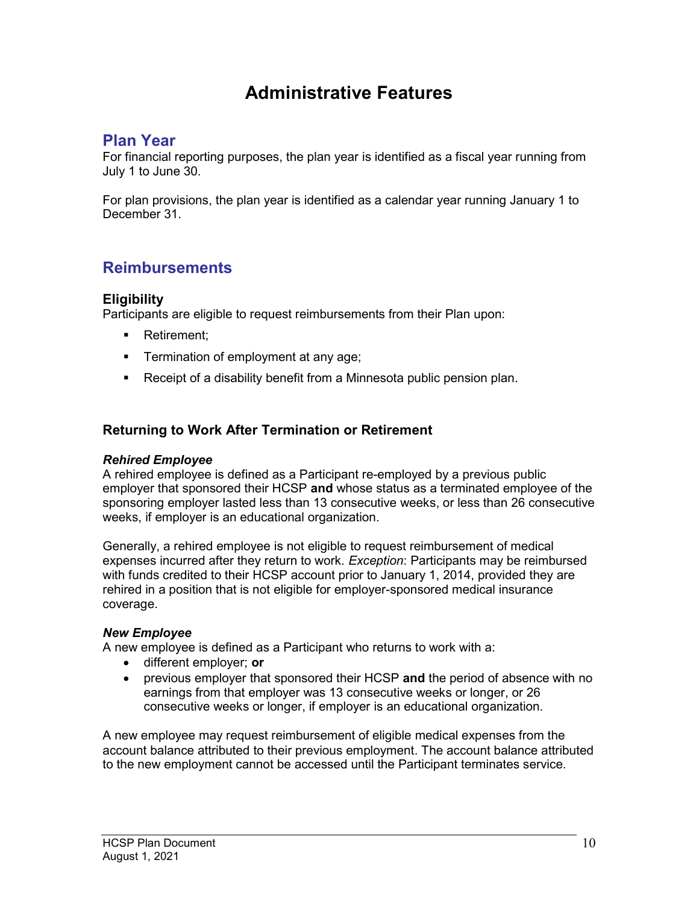# Administrative Features

## Plan Year

For financial reporting purposes, the plan year is identified as a fiscal year running from July 1 to June 30.

For plan provisions, the plan year is identified as a calendar year running January 1 to December 31.

## Reimbursements

### Eligibility

Participants are eligible to request reimbursements from their Plan upon:

- Retirement;
- Termination of employment at any age;
- Receipt of a disability benefit from a Minnesota public pension plan.

### Returning to Work After Termination or Retirement

***Rehired Employee***

A rehired employee is defined as a Participant re-employed by a previous public employer that sponsored their HCSP **and** whose status as a terminated employee of the sponsoring employer lasted less than 13 consecutive weeks, or less than 26 consecutive weeks, if employer is an educational organization.

Generally, a rehired employee is not eligible to request reimbursement of medical expenses incurred after they return to work. *Exception*: Participants may be reimbursed with funds credited to their HCSP account prior to January 1, 2014, provided they are rehired in a position that is not eligible for employer-sponsored medical insurance coverage.

***New Employee***

A new employee is defined as a Participant who returns to work with a:

- different employer; **or**
- previous employer that sponsored their HCSP **and** the period of absence with no earnings from that employer was 13 consecutive weeks or longer, or 26 consecutive weeks or longer, if employer is an educational organization.

A new employee may request reimbursement of eligible medical expenses from the account balance attributed to their previous employment. The account balance attributed to the new employment cannot be accessed until the Participant terminates service.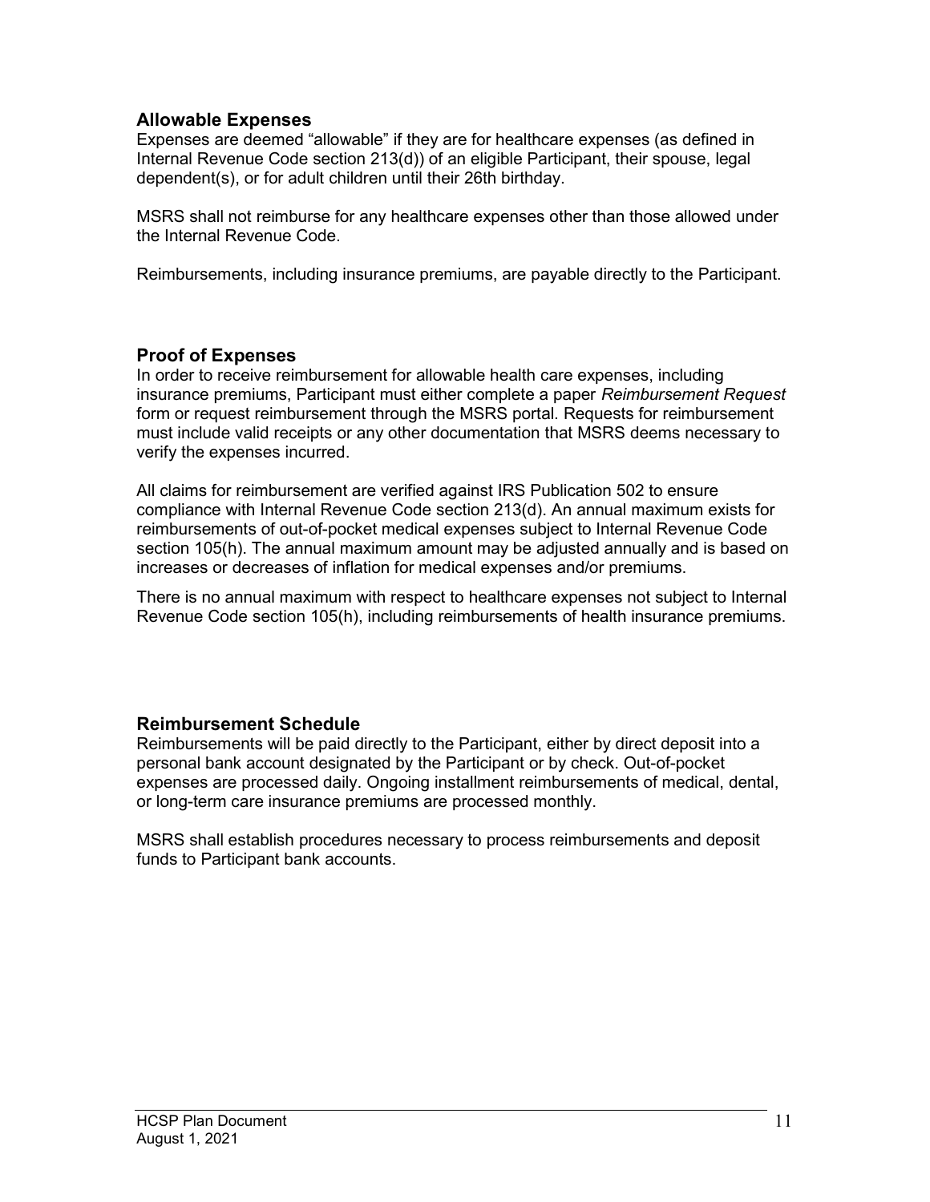## Allowable Expenses

Expenses are deemed "allowable" if they are for healthcare expenses (as defined in Internal Revenue Code section 213(d)) of an eligible Participant, their spouse, legal dependent(s), or for adult children until their 26th birthday.

MSRS shall not reimburse for any healthcare expenses other than those allowed under the Internal Revenue Code.

Reimbursements, including insurance premiums, are payable directly to the Participant.

## Proof of Expenses

In order to receive reimbursement for allowable health care expenses, including insurance premiums, Participant must either complete a paper *Reimbursement Request* form or request reimbursement through the MSRS portal. Requests for reimbursement must include valid receipts or any other documentation that MSRS deems necessary to verify the expenses incurred.

All claims for reimbursement are verified against IRS Publication 502 to ensure compliance with Internal Revenue Code section 213(d). An annual maximum exists for reimbursements of out-of-pocket medical expenses subject to Internal Revenue Code section 105(h). The annual maximum amount may be adjusted annually and is based on increases or decreases of inflation for medical expenses and/or premiums.

There is no annual maximum with respect to healthcare expenses not subject to Internal Revenue Code section 105(h), including reimbursements of health insurance premiums.

## Reimbursement Schedule

Reimbursements will be paid directly to the Participant, either by direct deposit into a personal bank account designated by the Participant or by check. Out-of-pocket expenses are processed daily. Ongoing installment reimbursements of medical, dental, or long-term care insurance premiums are processed monthly.

MSRS shall establish procedures necessary to process reimbursements and deposit funds to Participant bank accounts.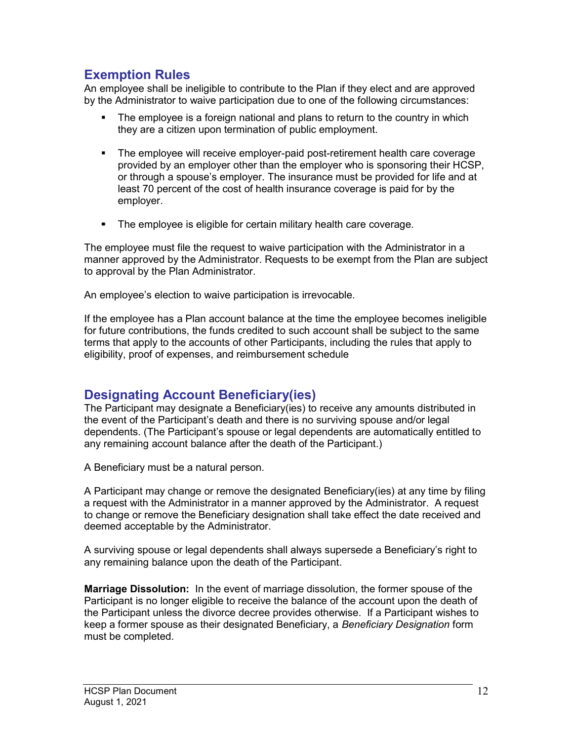## Exemption Rules

An employee shall be ineligible to contribute to the Plan if they elect and are approved by the Administrator to waive participation due to one of the following circumstances:

- The employee is a foreign national and plans to return to the country in which they are a citizen upon termination of public employment.
- The employee will receive employer-paid post-retirement health care coverage provided by an employer other than the employer who is sponsoring their HCSP, or through a spouse's employer. The insurance must be provided for life and at least 70 percent of the cost of health insurance coverage is paid for by the employer.
- The employee is eligible for certain military health care coverage.

The employee must file the request to waive participation with the Administrator in a manner approved by the Administrator. Requests to be exempt from the Plan are subject to approval by the Plan Administrator.

An employee's election to waive participation is irrevocable.

If the employee has a Plan account balance at the time the employee becomes ineligible for future contributions, the funds credited to such account shall be subject to the same terms that apply to the accounts of other Participants, including the rules that apply to eligibility, proof of expenses, and reimbursement schedule

## Designating Account Beneficiary(ies)

The Participant may designate a Beneficiary(ies) to receive any amounts distributed in the event of the Participant's death and there is no surviving spouse and/or legal dependents. (The Participant's spouse or legal dependents are automatically entitled to any remaining account balance after the death of the Participant.)

A Beneficiary must be a natural person.

A Participant may change or remove the designated Beneficiary(ies) at any time by filing a request with the Administrator in a manner approved by the Administrator. A request to change or remove the Beneficiary designation shall take effect the date received and deemed acceptable by the Administrator.

A surviving spouse or legal dependents shall always supersede a Beneficiary's right to any remaining balance upon the death of the Participant.

**Marriage Dissolution:** In the event of marriage dissolution, the former spouse of the Participant is no longer eligible to receive the balance of the account upon the death of the Participant unless the divorce decree provides otherwise. If a Participant wishes to keep a former spouse as their designated Beneficiary, a *Beneficiary Designation* form must be completed.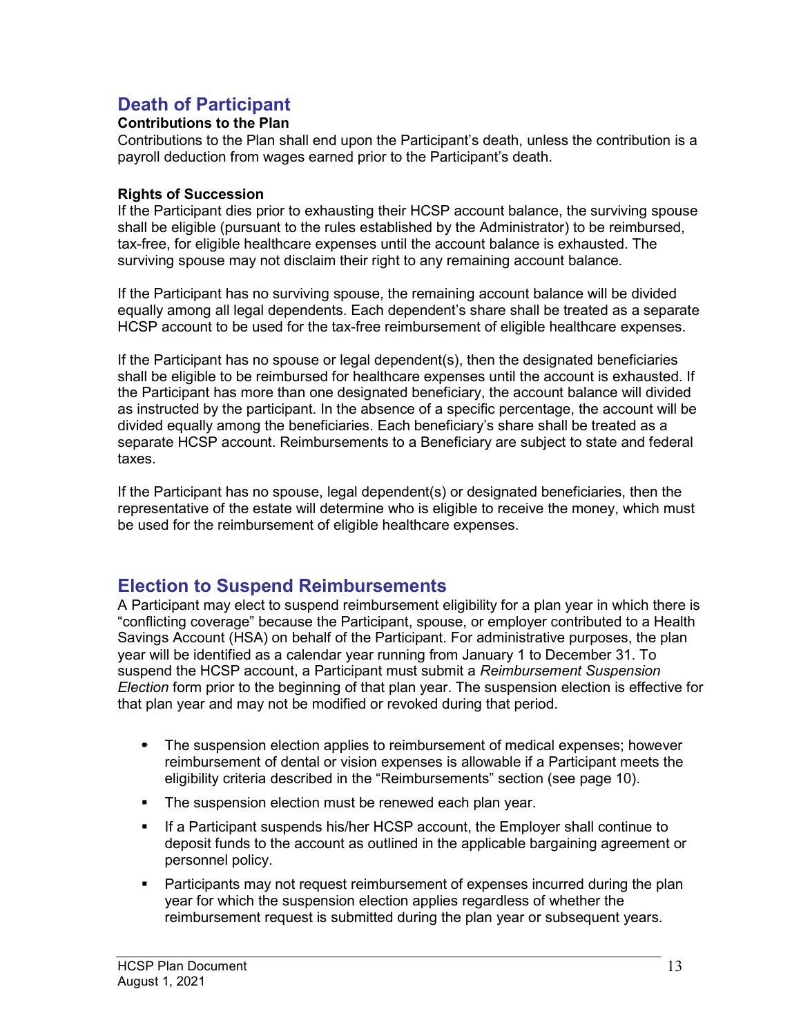## Death of Participant

**Contributions to the Plan**

Contributions to the Plan shall end upon the Participant's death, unless the contribution is a payroll deduction from wages earned prior to the Participant's death.

**Rights of Succession**

If the Participant dies prior to exhausting their HCSP account balance, the surviving spouse shall be eligible (pursuant to the rules established by the Administrator) to be reimbursed, tax-free, for eligible healthcare expenses until the account balance is exhausted. The surviving spouse may not disclaim their right to any remaining account balance.

If the Participant has no surviving spouse, the remaining account balance will be divided equally among all legal dependents. Each dependent's share shall be treated as a separate HCSP account to be used for the tax-free reimbursement of eligible healthcare expenses.

If the Participant has no spouse or legal dependent(s), then the designated beneficiaries shall be eligible to be reimbursed for healthcare expenses until the account is exhausted. If the Participant has more than one designated beneficiary, the account balance will divided as instructed by the participant. In the absence of a specific percentage, the account will be divided equally among the beneficiaries. Each beneficiary's share shall be treated as a separate HCSP account. Reimbursements to a Beneficiary are subject to state and federal taxes.

If the Participant has no spouse, legal dependent(s) or designated beneficiaries, then the representative of the estate will determine who is eligible to receive the money, which must be used for the reimbursement of eligible healthcare expenses.

## Election to Suspend Reimbursements

A Participant may elect to suspend reimbursement eligibility for a plan year in which there is "conflicting coverage" because the Participant, spouse, or employer contributed to a Health Savings Account (HSA) on behalf of the Participant. For administrative purposes, the plan year will be identified as a calendar year running from January 1 to December 31. To suspend the HCSP account, a Participant must submit a *Reimbursement Suspension Election* form prior to the beginning of that plan year. The suspension election is effective for that plan year and may not be modified or revoked during that period.

- The suspension election applies to reimbursement of medical expenses; however reimbursement of dental or vision expenses is allowable if a Participant meets the eligibility criteria described in the "Reimbursements" section (see page 10).
- The suspension election must be renewed each plan year.
- If a Participant suspends his/her HCSP account, the Employer shall continue to deposit funds to the account as outlined in the applicable bargaining agreement or personnel policy.
- Participants may not request reimbursement of expenses incurred during the plan year for which the suspension election applies regardless of whether the reimbursement request is submitted during the plan year or subsequent years.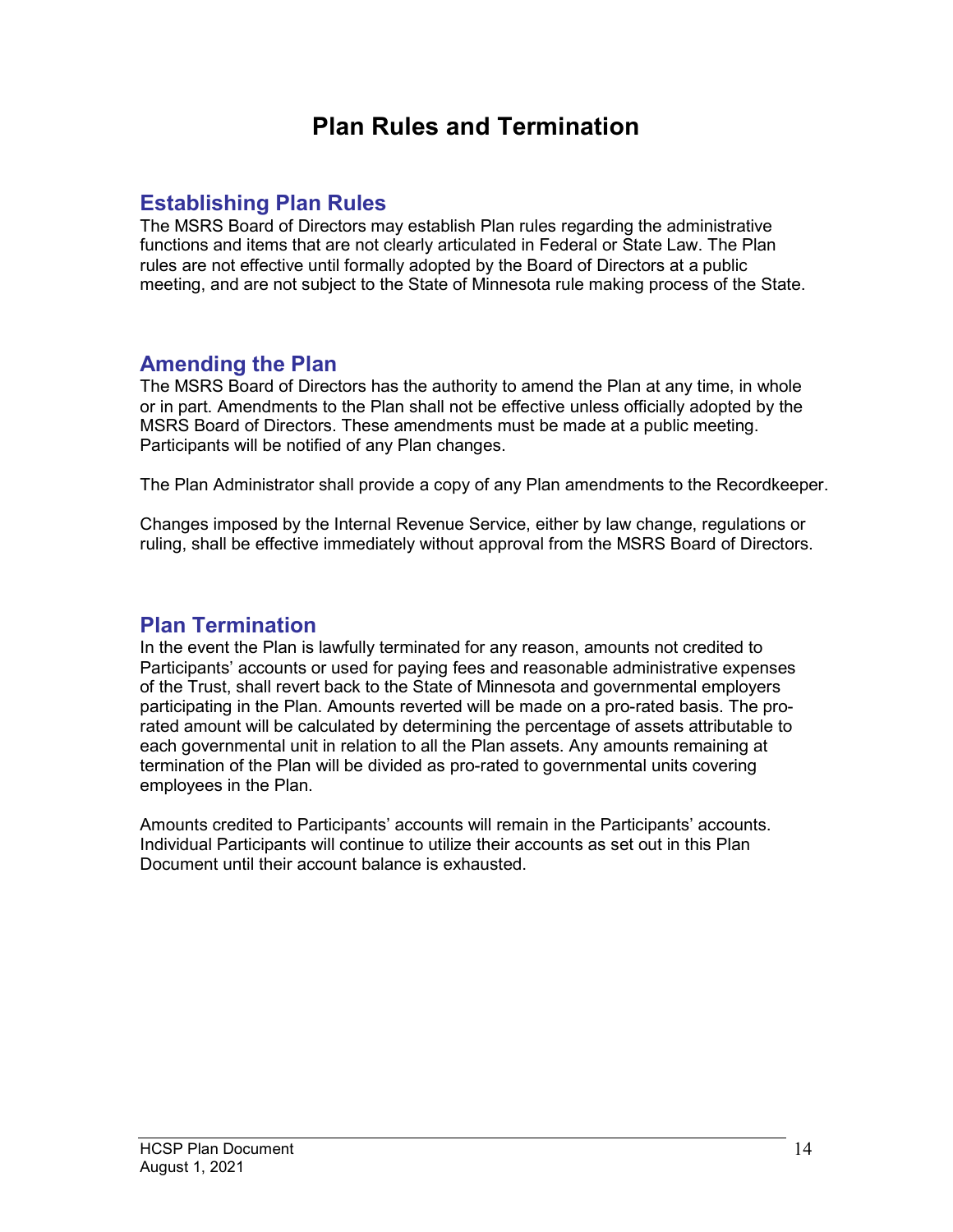# Plan Rules and Termination

## Establishing Plan Rules

The MSRS Board of Directors may establish Plan rules regarding the administrative functions and items that are not clearly articulated in Federal or State Law. The Plan rules are not effective until formally adopted by the Board of Directors at a public meeting, and are not subject to the State of Minnesota rule making process of the State.

## Amending the Plan

The MSRS Board of Directors has the authority to amend the Plan at any time, in whole or in part. Amendments to the Plan shall not be effective unless officially adopted by the MSRS Board of Directors. These amendments must be made at a public meeting. Participants will be notified of any Plan changes.

The Plan Administrator shall provide a copy of any Plan amendments to the Recordkeeper.

Changes imposed by the Internal Revenue Service, either by law change, regulations or ruling, shall be effective immediately without approval from the MSRS Board of Directors.

## Plan Termination

In the event the Plan is lawfully terminated for any reason, amounts not credited to Participants' accounts or used for paying fees and reasonable administrative expenses of the Trust, shall revert back to the State of Minnesota and governmental employers participating in the Plan. Amounts reverted will be made on a pro-rated basis. The pro-rated amount will be calculated by determining the percentage of assets attributable to each governmental unit in relation to all the Plan assets. Any amounts remaining at termination of the Plan will be divided as pro-rated to governmental units covering employees in the Plan.

Amounts credited to Participants' accounts will remain in the Participants' accounts. Individual Participants will continue to utilize their accounts as set out in this Plan Document until their account balance is exhausted.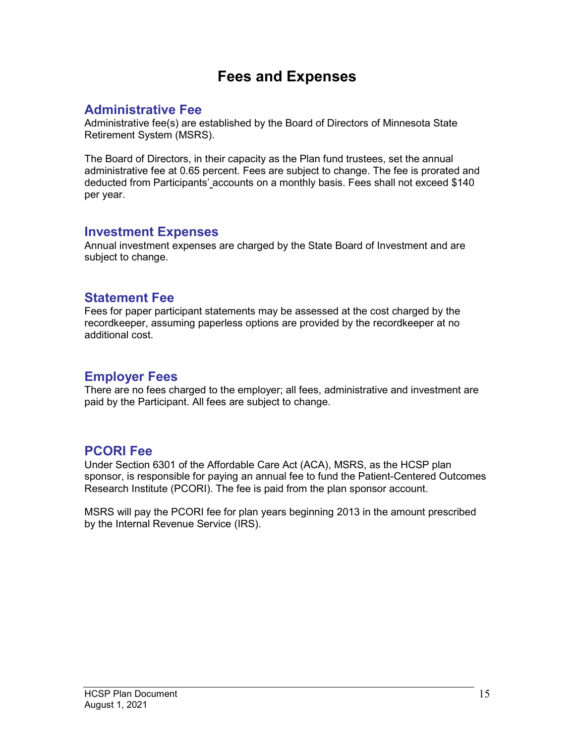# Fees and Expenses

## Administrative Fee

Administrative fee(s) are established by the Board of Directors of Minnesota State Retirement System (MSRS).

The Board of Directors, in their capacity as the Plan fund trustees, set the annual administrative fee at 0.65 percent. Fees are subject to change. The fee is prorated and deducted from Participants' accounts on a monthly basis. Fees shall not exceed $140 per year.

## Investment Expenses

Annual investment expenses are charged by the State Board of Investment and are subject to change.

## Statement Fee

Fees for paper participant statements may be assessed at the cost charged by the recordkeeper, assuming paperless options are provided by the recordkeeper at no additional cost.

## Employer Fees

There are no fees charged to the employer; all fees, administrative and investment are paid by the Participant. All fees are subject to change.

## PCORI Fee

Under Section 6301 of the Affordable Care Act (ACA), MSRS, as the HCSP plan sponsor, is responsible for paying an annual fee to fund the Patient-Centered Outcomes Research Institute (PCORI). The fee is paid from the plan sponsor account.

MSRS will pay the PCORI fee for plan years beginning 2013 in the amount prescribed by the Internal Revenue Service (IRS).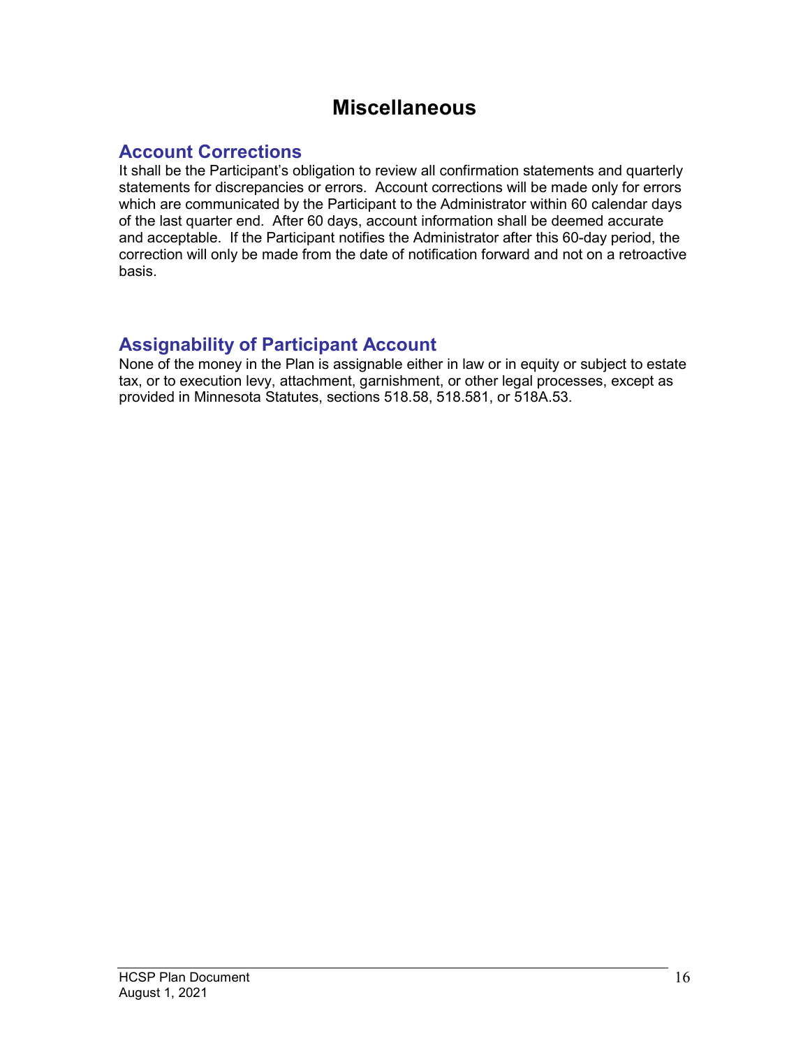# Miscellaneous

## Account Corrections

It shall be the Participant's obligation to review all confirmation statements and quarterly statements for discrepancies or errors. Account corrections will be made only for errors which are communicated by the Participant to the Administrator within 60 calendar days of the last quarter end. After 60 days, account information shall be deemed accurate and acceptable. If the Participant notifies the Administrator after this 60-day period, the correction will only be made from the date of notification forward and not on a retroactive basis.

## Assignability of Participant Account

None of the money in the Plan is assignable either in law or in equity or subject to estate tax, or to execution levy, attachment, garnishment, or other legal processes, except as provided in Minnesota Statutes, sections 518.58, 518.581, or 518A.53.